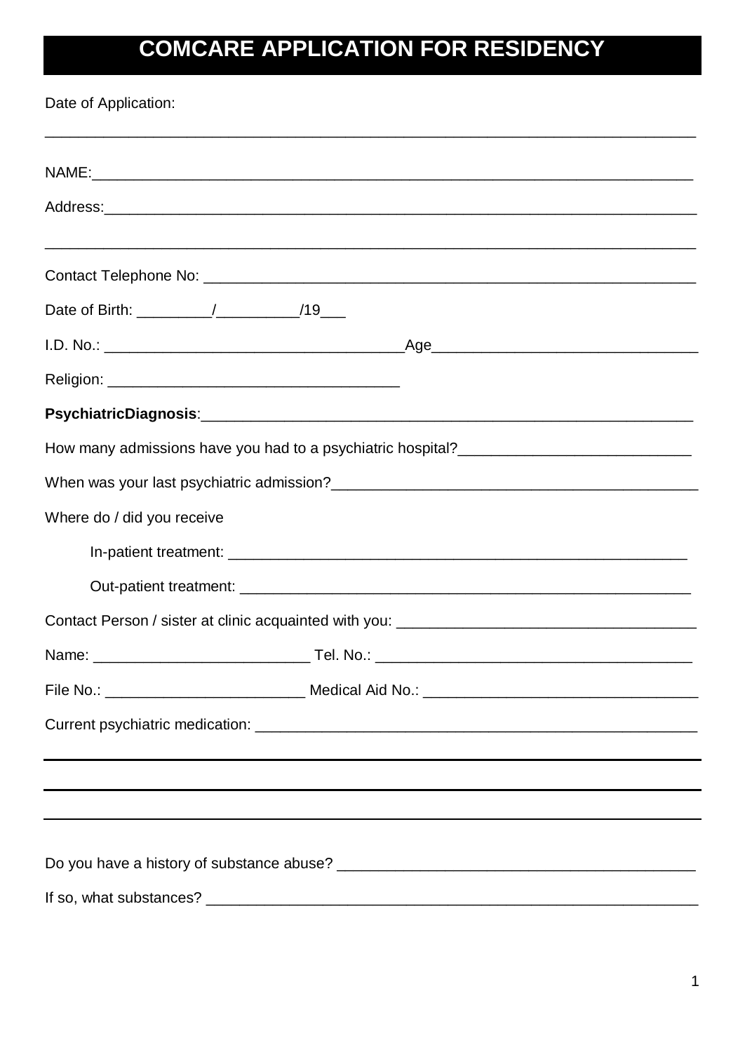# COMCARE APPLICATION FOR RESIDENCY

Date of Application:

_______________________________________________________________________________

NAME:___________________________________________________________________________

Address:_________________________________________________________________________

_______________________________________________________________________________

Contact Telephone No: ____________________________________________________________

Date of Birth: _________/__________/19___

I.D. No.: ____________________________________Age_________________________________

Religion: ___________________________________

**PsychiatricDiagnosis**:_____________________________________________________________

How many admissions have you had to a psychiatric hospital?____________________________

When was your last psychiatric admission?_____________________________________________

Where do / did you receive

In-patient treatment: ___________________________________________________________

Out-patient treatment: __________________________________________________________

Contact Person / sister at clinic acquainted with you: ____________________________________

Name: __________________________ Tel. No.: ______________________________________

File No.: ________________________ Medical Aid No.: _________________________________

Current psychiatric medication: ______________________________________________________

_______________________________________________________________________________

_______________________________________________________________________________

_______________________________________________________________________________

Do you have a history of substance abuse? ____________________________________________

If so, what substances? ____________________________________________________________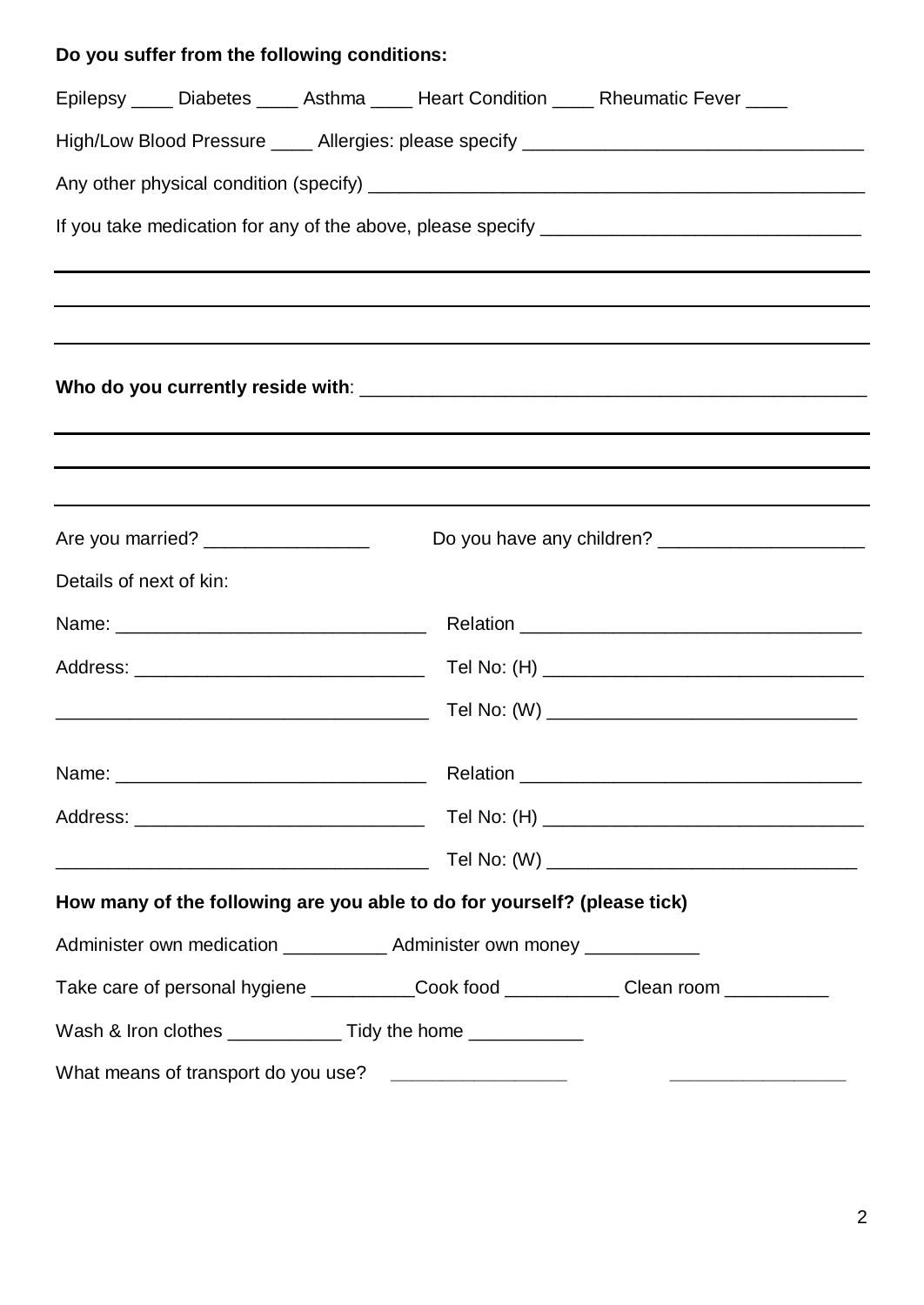**Do you suffer from the following conditions:**

Epilepsy ____ Diabetes ____ Asthma ____ Heart Condition ____ Rheumatic Fever ____

High/Low Blood Pressure ____ Allergies: please specify ________________________________

Any other physical condition (specify) ______________________________________________

If you take medication for any of the above, please specify ______________________________

______________________________________________________________________________

______________________________________________________________________________

______________________________________________________________________________

**Who do you currently reside with**: _______________________________________________

______________________________________________________________________________

______________________________________________________________________________

______________________________________________________________________________

Are you married? ________________ Do you have any children? ____________________

Details of next of kin:

Name: ______________________________ Relation _________________________________

Address: ____________________________ Tel No: (H) _______________________________

___________________________________ Tel No: (W) ______________________________

Name: ______________________________ Relation _________________________________

Address: ____________________________ Tel No: (H) _______________________________

___________________________________ Tel No: (W) ______________________________

**How many of the following are you able to do for yourself? (please tick)**

Administer own medication __________ Administer own money ___________

Take care of personal hygiene __________Cook food ___________ Clean room __________

Wash & Iron clothes ___________ Tidy the home ___________

What means of transport do you use? _________________ _________________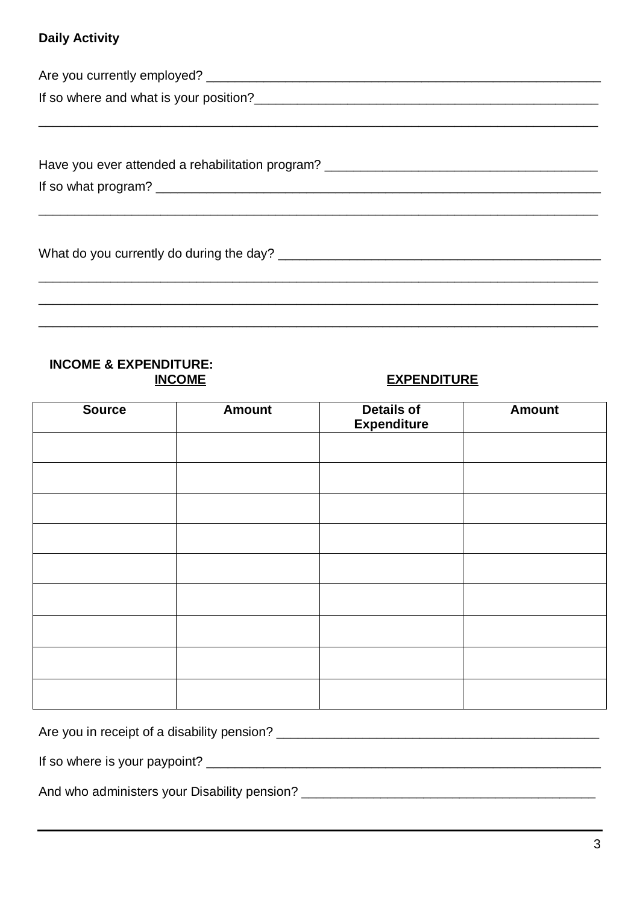**Daily Activity**

Are you currently employed? ___________________________________________________

If so where and what is your position?_______________________________________________

_______________________________________________________________________________

Have you ever attended a rehabilitation program? _______________________________________

If so what program? ____________________________________________________________

_______________________________________________________________________________

What do you currently do during the day? _____________________________________________

_______________________________________________________________________________

_______________________________________________________________________________

_______________________________________________________________________________

**INCOME & EXPENDITURE:**

**INCOME** | **EXPENDITURE**

| Source | Amount | Details of Expenditure | Amount |
|---|---|---|---|
| | | | |
| | | | |
| | | | |
| | | | |
| | | | |
| | | | |
| | | | |
| | | | |
| | | | |

Are you in receipt of a disability pension? _____________________________________________

If so where is your paypoint? ______________________________________________________

And who administers your Disability pension? __________________________________________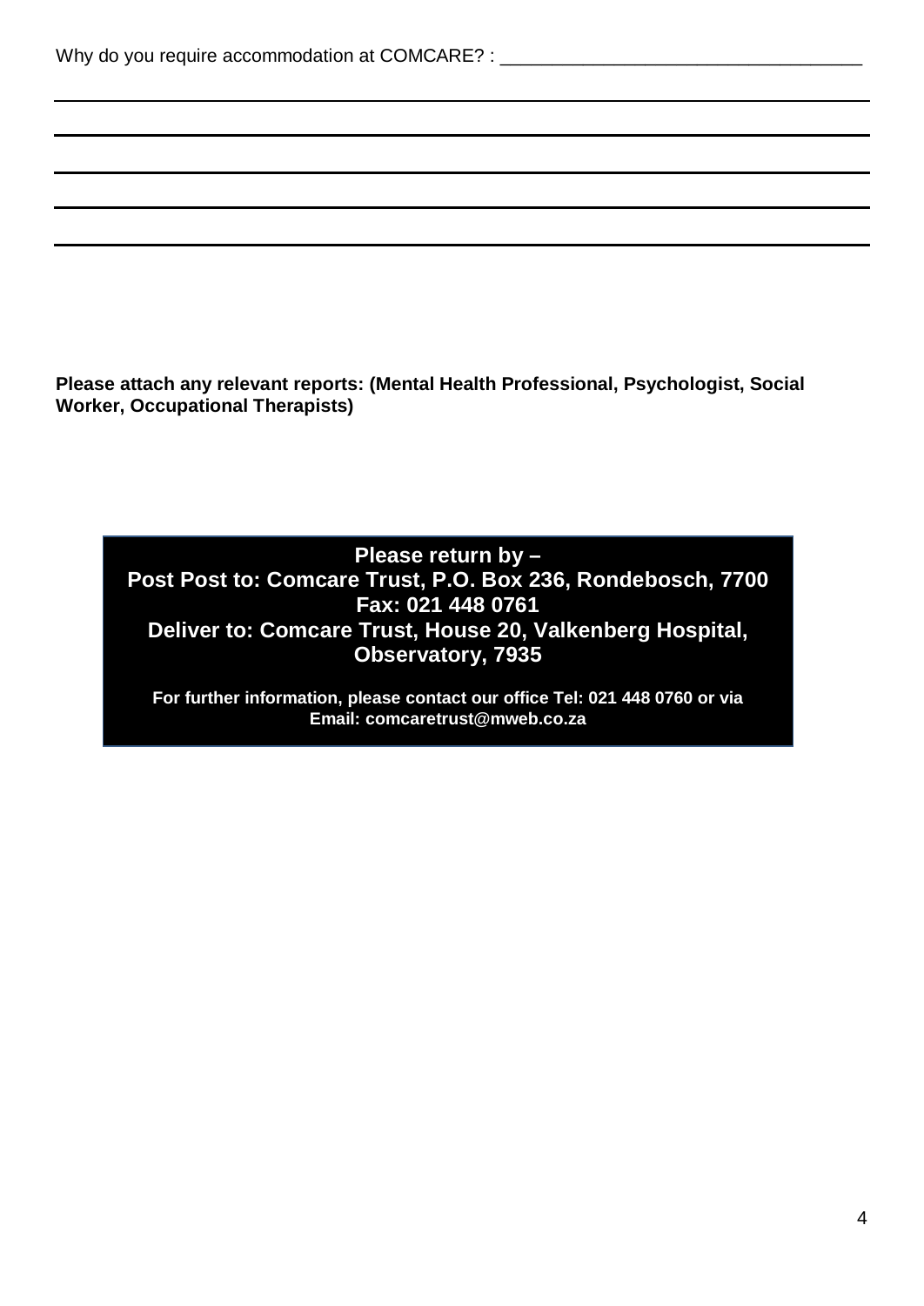Why do you require accommodation at COMCARE? : ___________________________________

___________________________________________________________________________

___________________________________________________________________________

___________________________________________________________________________

___________________________________________________________________________

___________________________________________________________________________

**Please attach any relevant reports: (Mental Health Professional, Psychologist, Social Worker, Occupational Therapists)**

**Please return by –**
**Post Post to: Comcare Trust, P.O. Box 236, Rondebosch, 7700**
**Fax: 021 448 0761**
**Deliver to: Comcare Trust, House 20, Valkenberg Hospital, Observatory, 7935**

**For further information, please contact our office Tel: 021 448 0760 or via Email: comcaretrust@mweb.co.za**